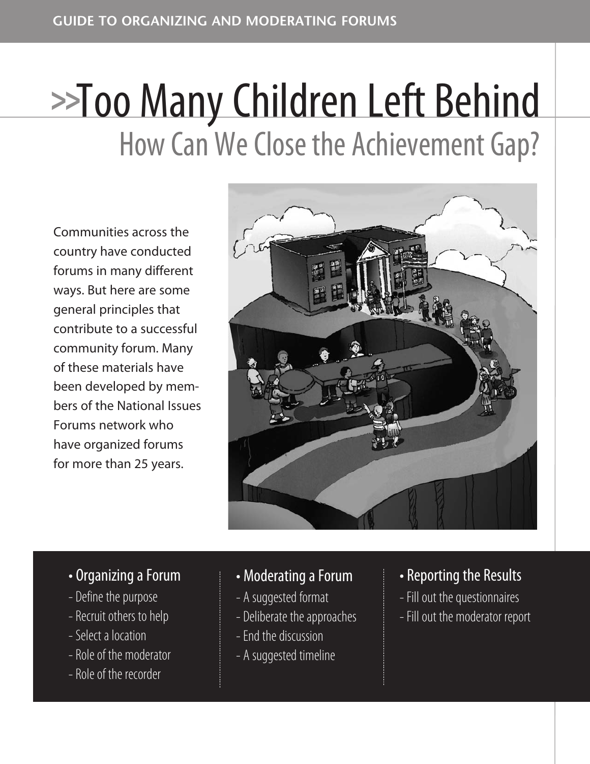# >>Too Many Children Left Behind

## How Can We Close the Achievement Gap?

Communities across the country have conducted forums in many different ways. But here are some general principles that contribute to a successful community forum. Many of these materials have been developed by members of the National Issues Forums network who have organized forums for more than 25 years.

- Organizing a Forum
  - Define the purpose
  - Recruit others to help
  - Select a location
  - Role of the moderator
  - Role of the recorder
- Moderating a Forum
  - A suggested format
  - Deliberate the approaches
  - End the discussion
  - A suggested timeline
- Reporting the Results
  - Fill out the questionnaires
  - Fill out the moderator report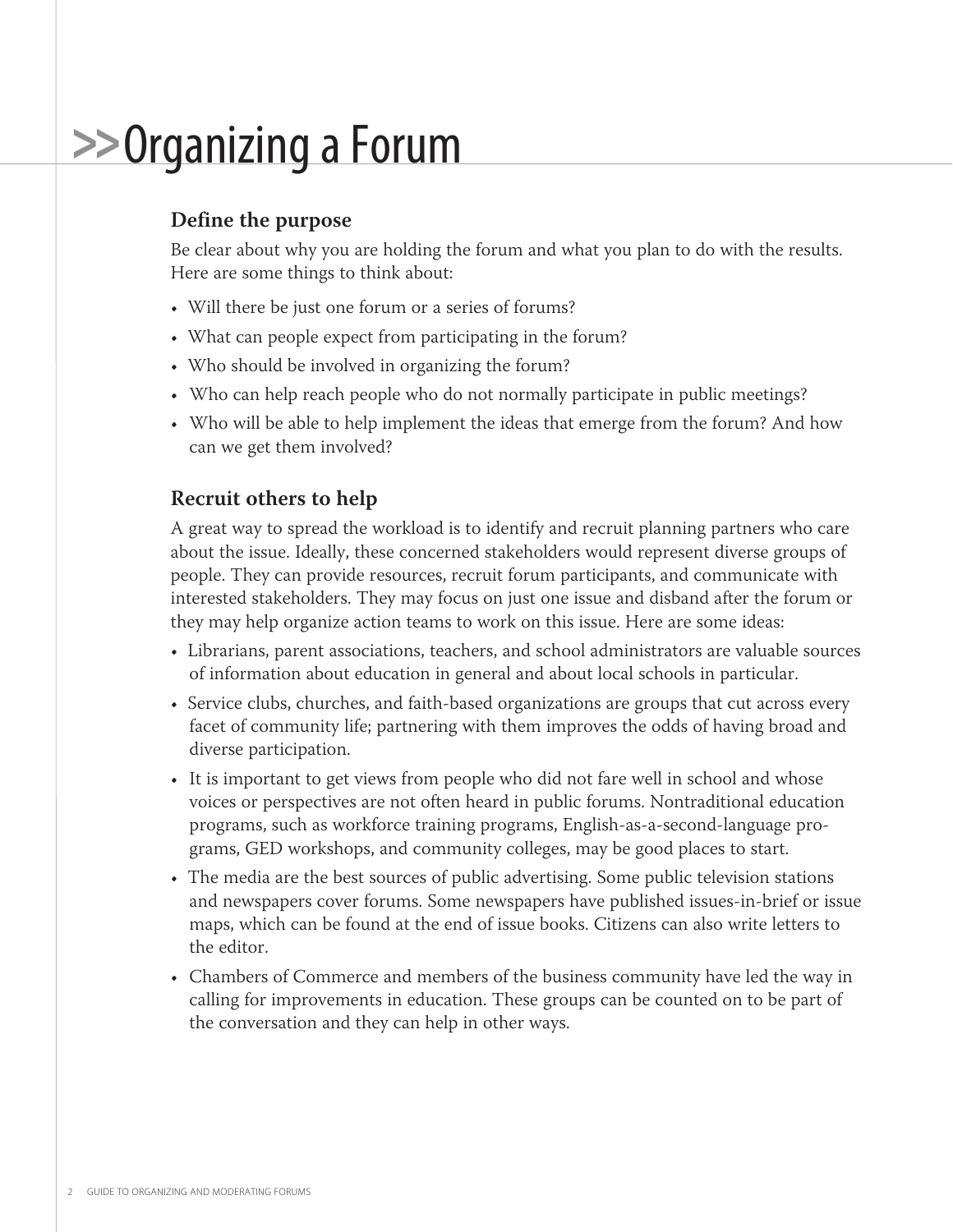# >>Organizing a Forum

## Define the purpose

Be clear about why you are holding the forum and what you plan to do with the results. Here are some things to think about:

- Will there be just one forum or a series of forums?
- What can people expect from participating in the forum?
- Who should be involved in organizing the forum?
- Who can help reach people who do not normally participate in public meetings?
- Who will be able to help implement the ideas that emerge from the forum? And how can we get them involved?

## Recruit others to help

A great way to spread the workload is to identify and recruit planning partners who care about the issue. Ideally, these concerned stakeholders would represent diverse groups of people. They can provide resources, recruit forum participants, and communicate with interested stakeholders. They may focus on just one issue and disband after the forum or they may help organize action teams to work on this issue. Here are some ideas:

- Librarians, parent associations, teachers, and school administrators are valuable sources of information about education in general and about local schools in particular.
- Service clubs, churches, and faith-based organizations are groups that cut across every facet of community life; partnering with them improves the odds of having broad and diverse participation.
- It is important to get views from people who did not fare well in school and whose voices or perspectives are not often heard in public forums. Nontraditional education programs, such as workforce training programs, English-as-a-second-language programs, GED workshops, and community colleges, may be good places to start.
- The media are the best sources of public advertising. Some public television stations and newspapers cover forums. Some newspapers have published issues-in-brief or issue maps, which can be found at the end of issue books. Citizens can also write letters to the editor.
- Chambers of Commerce and members of the business community have led the way in calling for improvements in education. These groups can be counted on to be part of the conversation and they can help in other ways.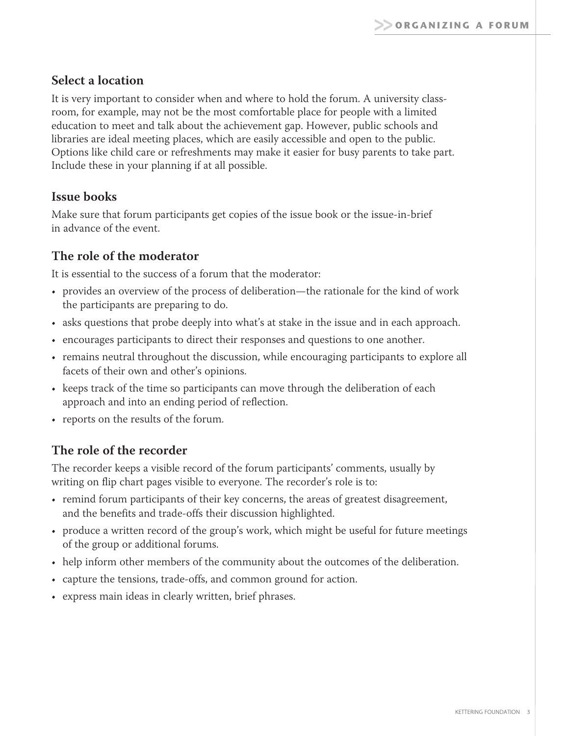## Select a location

It is very important to consider when and where to hold the forum. A university classroom, for example, may not be the most comfortable place for people with a limited education to meet and talk about the achievement gap. However, public schools and libraries are ideal meeting places, which are easily accessible and open to the public. Options like child care or refreshments may make it easier for busy parents to take part. Include these in your planning if at all possible.

## Issue books

Make sure that forum participants get copies of the issue book or the issue-in-brief in advance of the event.

## The role of the moderator

It is essential to the success of a forum that the moderator:

- provides an overview of the process of deliberation—the rationale for the kind of work the participants are preparing to do.
- asks questions that probe deeply into what's at stake in the issue and in each approach.
- encourages participants to direct their responses and questions to one another.
- remains neutral throughout the discussion, while encouraging participants to explore all facets of their own and other's opinions.
- keeps track of the time so participants can move through the deliberation of each approach and into an ending period of reflection.
- reports on the results of the forum.

## The role of the recorder

The recorder keeps a visible record of the forum participants' comments, usually by writing on flip chart pages visible to everyone. The recorder's role is to:

- remind forum participants of their key concerns, the areas of greatest disagreement, and the benefits and trade-offs their discussion highlighted.
- produce a written record of the group's work, which might be useful for future meetings of the group or additional forums.
- help inform other members of the community about the outcomes of the deliberation.
- capture the tensions, trade-offs, and common ground for action.
- express main ideas in clearly written, brief phrases.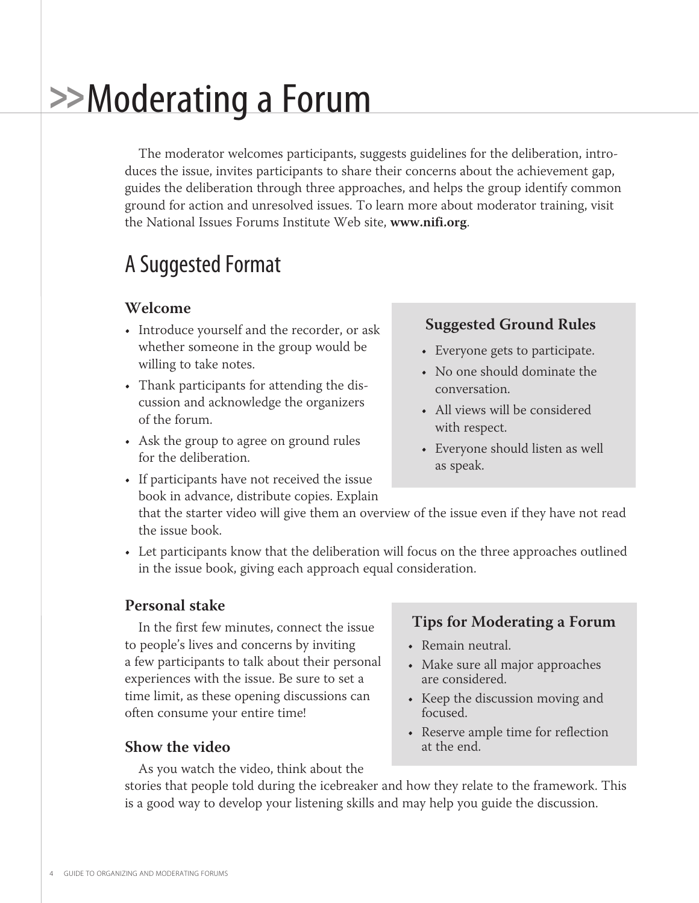# >>Moderating a Forum

The moderator welcomes participants, suggests guidelines for the deliberation, introduces the issue, invites participants to share their concerns about the achievement gap, guides the deliberation through three approaches, and helps the group identify common ground for action and unresolved issues. To learn more about moderator training, visit the National Issues Forums Institute Web site, **www.nifi.org**.

## A Suggested Format

### Welcome

- Introduce yourself and the recorder, or ask whether someone in the group would be willing to take notes.
- Thank participants for attending the discussion and acknowledge the organizers of the forum.
- Ask the group to agree on ground rules for the deliberation.
- If participants have not received the issue book in advance, distribute copies. Explain that the starter video will give them an overview of the issue even if they have not read the issue book.
- Let participants know that the deliberation will focus on the three approaches outlined in the issue book, giving each approach equal consideration.

**Suggested Ground Rules**

- Everyone gets to participate.
- No one should dominate the conversation.
- All views will be considered with respect.
- Everyone should listen as well as speak.

### Personal stake

In the first few minutes, connect the issue to people's lives and concerns by inviting a few participants to talk about their personal experiences with the issue. Be sure to set a time limit, as these opening discussions can often consume your entire time!

**Tips for Moderating a Forum**

- Remain neutral.
- Make sure all major approaches are considered.
- Keep the discussion moving and focused.
- Reserve ample time for reflection at the end.

### Show the video

As you watch the video, think about the stories that people told during the icebreaker and how they relate to the framework. This is a good way to develop your listening skills and may help you guide the discussion.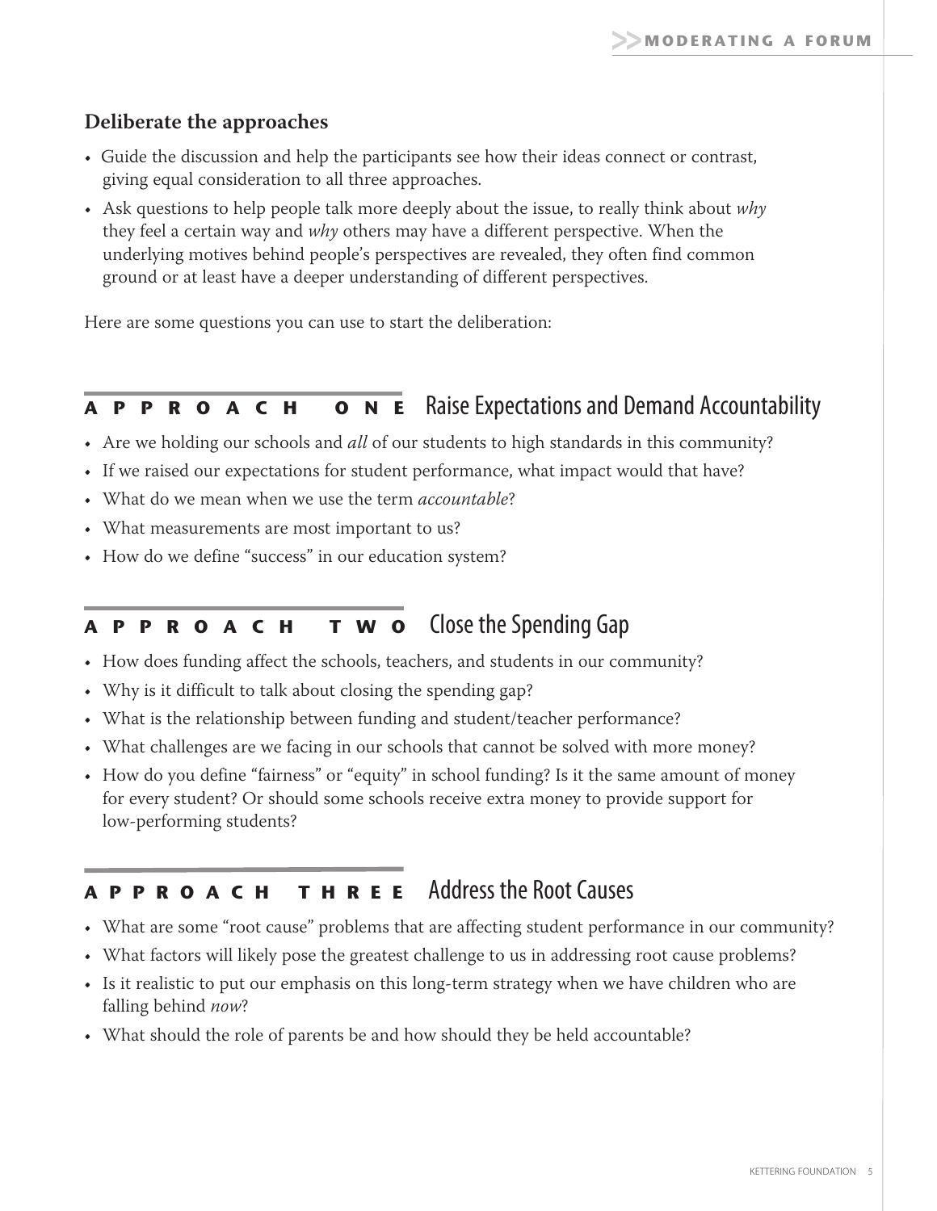### Deliberate the approaches

- Guide the discussion and help the participants see how their ideas connect or contrast, giving equal consideration to all three approaches.
- Ask questions to help people talk more deeply about the issue, to really think about *why* they feel a certain way and *why* others may have a different perspective. When the underlying motives behind people's perspectives are revealed, they often find common ground or at least have a deeper understanding of different perspectives.

Here are some questions you can use to start the deliberation:

## APPROACH ONE Raise Expectations and Demand Accountability

- Are we holding our schools and *all* of our students to high standards in this community?
- If we raised our expectations for student performance, what impact would that have?
- What do we mean when we use the term *accountable*?
- What measurements are most important to us?
- How do we define "success" in our education system?

## APPROACH TWO Close the Spending Gap

- How does funding affect the schools, teachers, and students in our community?
- Why is it difficult to talk about closing the spending gap?
- What is the relationship between funding and student/teacher performance?
- What challenges are we facing in our schools that cannot be solved with more money?
- How do you define "fairness" or "equity" in school funding? Is it the same amount of money for every student? Or should some schools receive extra money to provide support for low-performing students?

## APPROACH THREE Address the Root Causes

- What are some "root cause" problems that are affecting student performance in our community?
- What factors will likely pose the greatest challenge to us in addressing root cause problems?
- Is it realistic to put our emphasis on this long-term strategy when we have children who are falling behind *now*?
- What should the role of parents be and how should they be held accountable?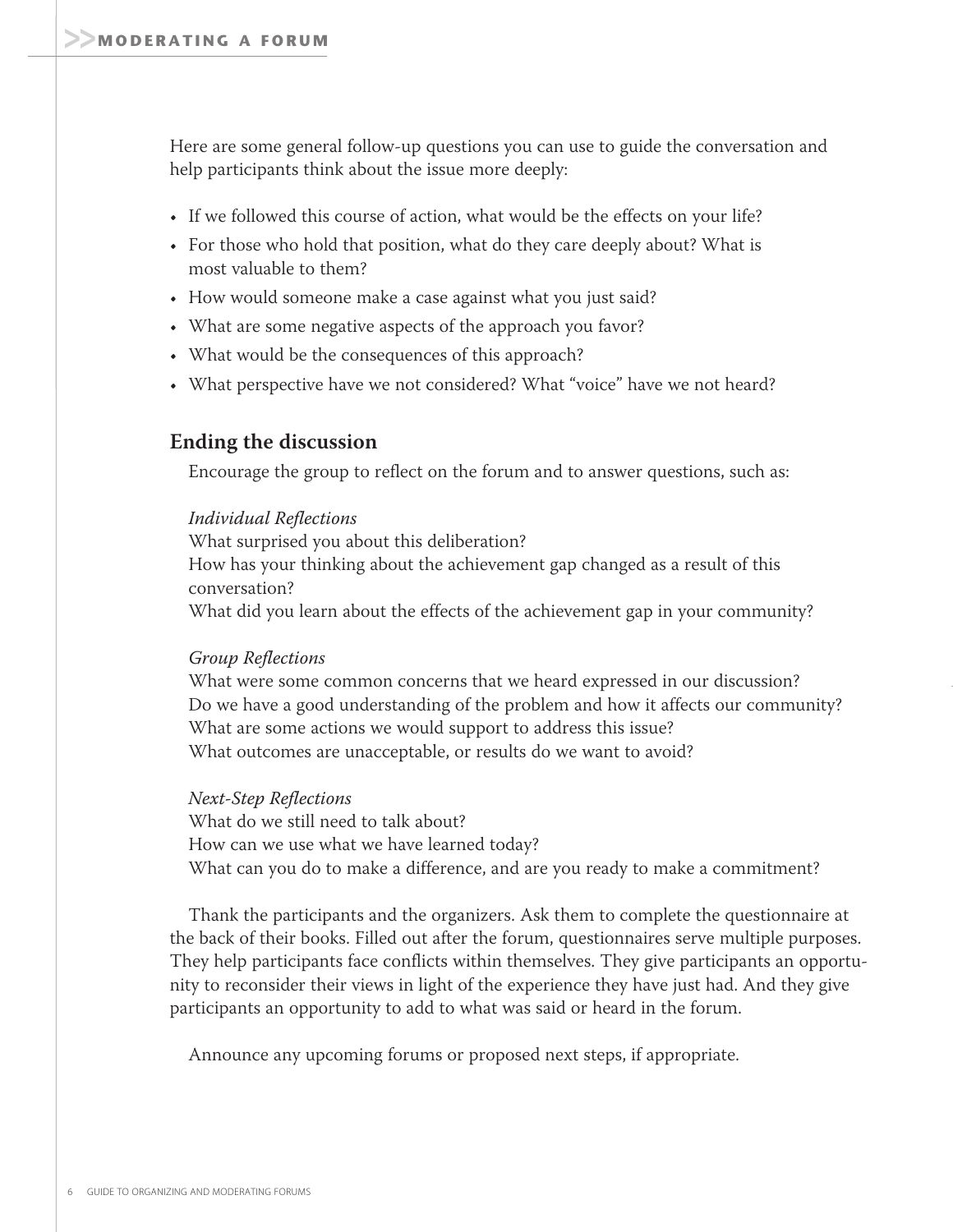Here are some general follow-up questions you can use to guide the conversation and help participants think about the issue more deeply:

- If we followed this course of action, what would be the effects on your life?
- For those who hold that position, what do they care deeply about? What is most valuable to them?
- How would someone make a case against what you just said?
- What are some negative aspects of the approach you favor?
- What would be the consequences of this approach?
- What perspective have we not considered? What "voice" have we not heard?

## Ending the discussion

Encourage the group to reflect on the forum and to answer questions, such as:

*Individual Reflections*

What surprised you about this deliberation?
How has your thinking about the achievement gap changed as a result of this conversation?
What did you learn about the effects of the achievement gap in your community?

*Group Reflections*

What were some common concerns that we heard expressed in our discussion?
Do we have a good understanding of the problem and how it affects our community?
What are some actions we would support to address this issue?
What outcomes are unacceptable, or results do we want to avoid?

*Next-Step Reflections*

What do we still need to talk about?
How can we use what we have learned today?
What can you do to make a difference, and are you ready to make a commitment?

Thank the participants and the organizers. Ask them to complete the questionnaire at the back of their books. Filled out after the forum, questionnaires serve multiple purposes. They help participants face conflicts within themselves. They give participants an opportunity to reconsider their views in light of the experience they have just had. And they give participants an opportunity to add to what was said or heard in the forum.

Announce any upcoming forums or proposed next steps, if appropriate.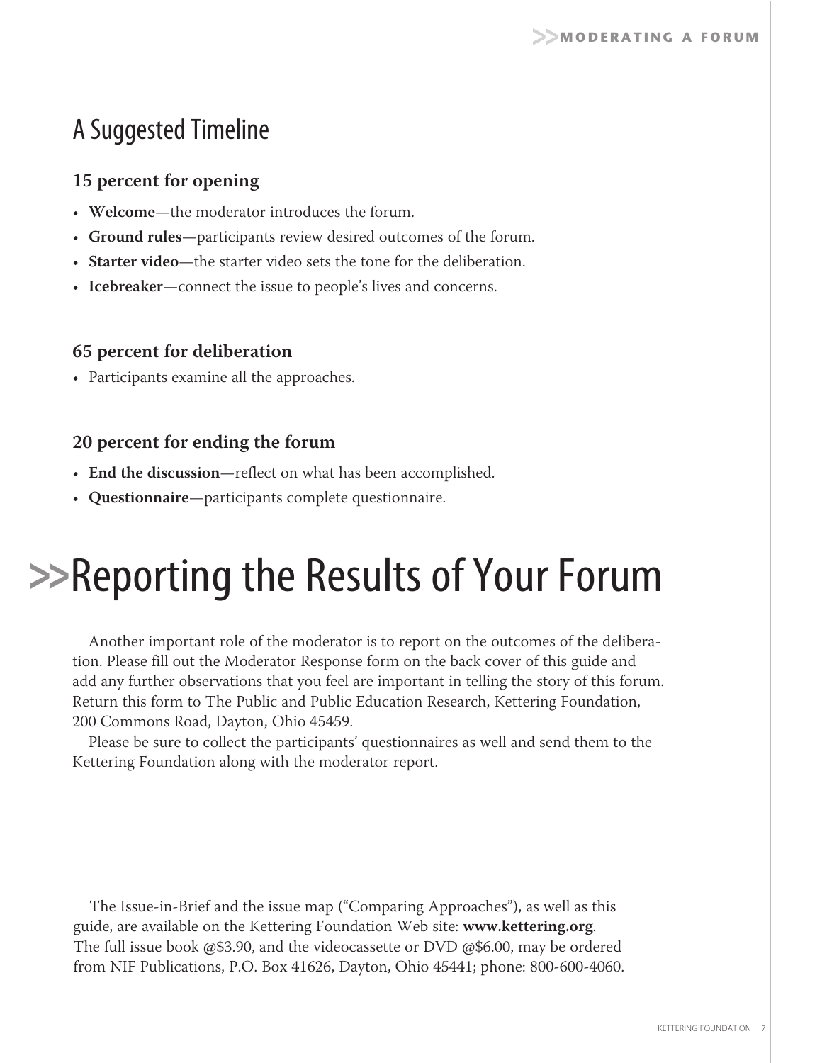## A Suggested Timeline

### 15 percent for opening

- **Welcome**—the moderator introduces the forum.
- **Ground rules**—participants review desired outcomes of the forum.
- **Starter video**—the starter video sets the tone for the deliberation.
- **Icebreaker**—connect the issue to people's lives and concerns.

### 65 percent for deliberation

- Participants examine all the approaches.

### 20 percent for ending the forum

- **End the discussion**—reflect on what has been accomplished.
- **Questionnaire**—participants complete questionnaire.

# >>Reporting the Results of Your Forum

Another important role of the moderator is to report on the outcomes of the deliberation. Please fill out the Moderator Response form on the back cover of this guide and add any further observations that you feel are important in telling the story of this forum. Return this form to The Public and Public Education Research, Kettering Foundation, 200 Commons Road, Dayton, Ohio 45459.

Please be sure to collect the participants' questionnaires as well and send them to the Kettering Foundation along with the moderator report.

The Issue-in-Brief and the issue map ("Comparing Approaches"), as well as this guide, are available on the Kettering Foundation Web site: **www.kettering.org**. The full issue book @$3.90, and the videocassette or DVD @$6.00, may be ordered from NIF Publications, P.O. Box 41626, Dayton, Ohio 45441; phone: 800-600-4060.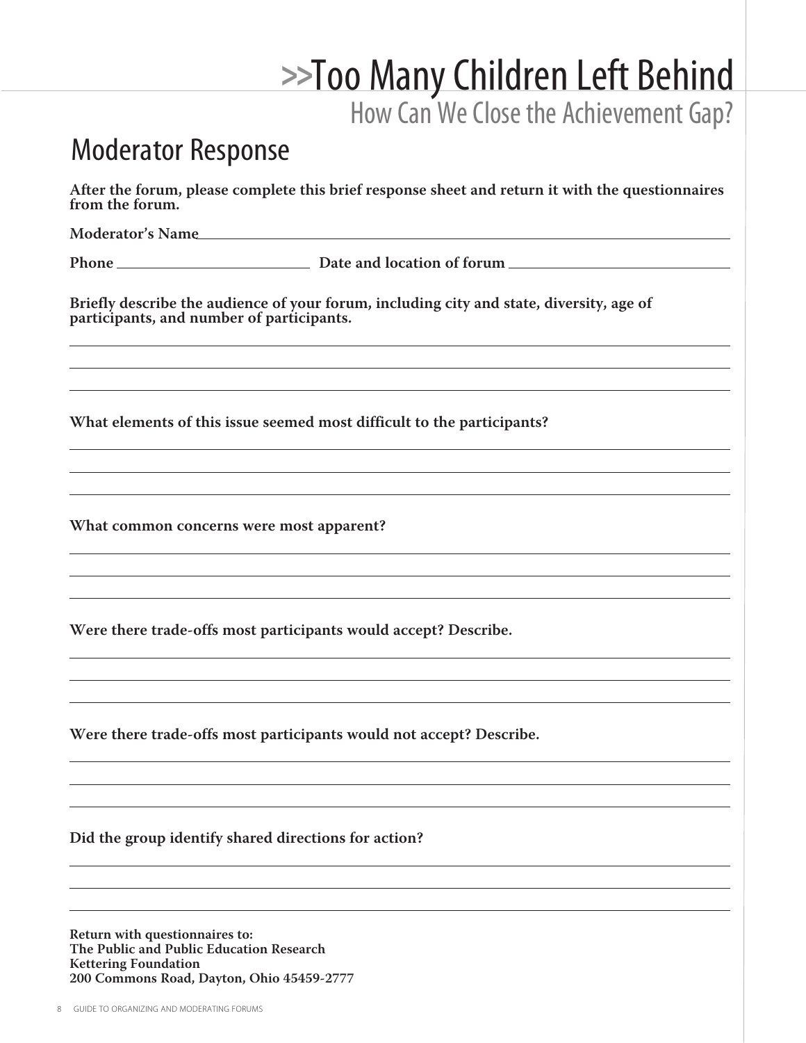# >>Too Many Children Left Behind

## How Can We Close the Achievement Gap?

## Moderator Response

**After the forum, please complete this brief response sheet and return it with the questionnaires from the forum.**

**Moderator's Name** ______________________________

**Phone** ______________________ **Date and location of forum** ______________________

**Briefly describe the audience of your forum, including city and state, diversity, age of participants, and number of participants.**

______________________________

______________________________

______________________________

**What elements of this issue seemed most difficult to the participants?**

______________________________

______________________________

______________________________

**What common concerns were most apparent?**

______________________________

______________________________

______________________________

**Were there trade-offs most participants would accept? Describe.**

______________________________

______________________________

______________________________

**Were there trade-offs most participants would not accept? Describe.**

______________________________

______________________________

______________________________

**Did the group identify shared directions for action?**

______________________________

______________________________

______________________________

**Return with questionnaires to:**
**The Public and Public Education Research**
**Kettering Foundation**
**200 Commons Road, Dayton, Ohio 45459-2777**